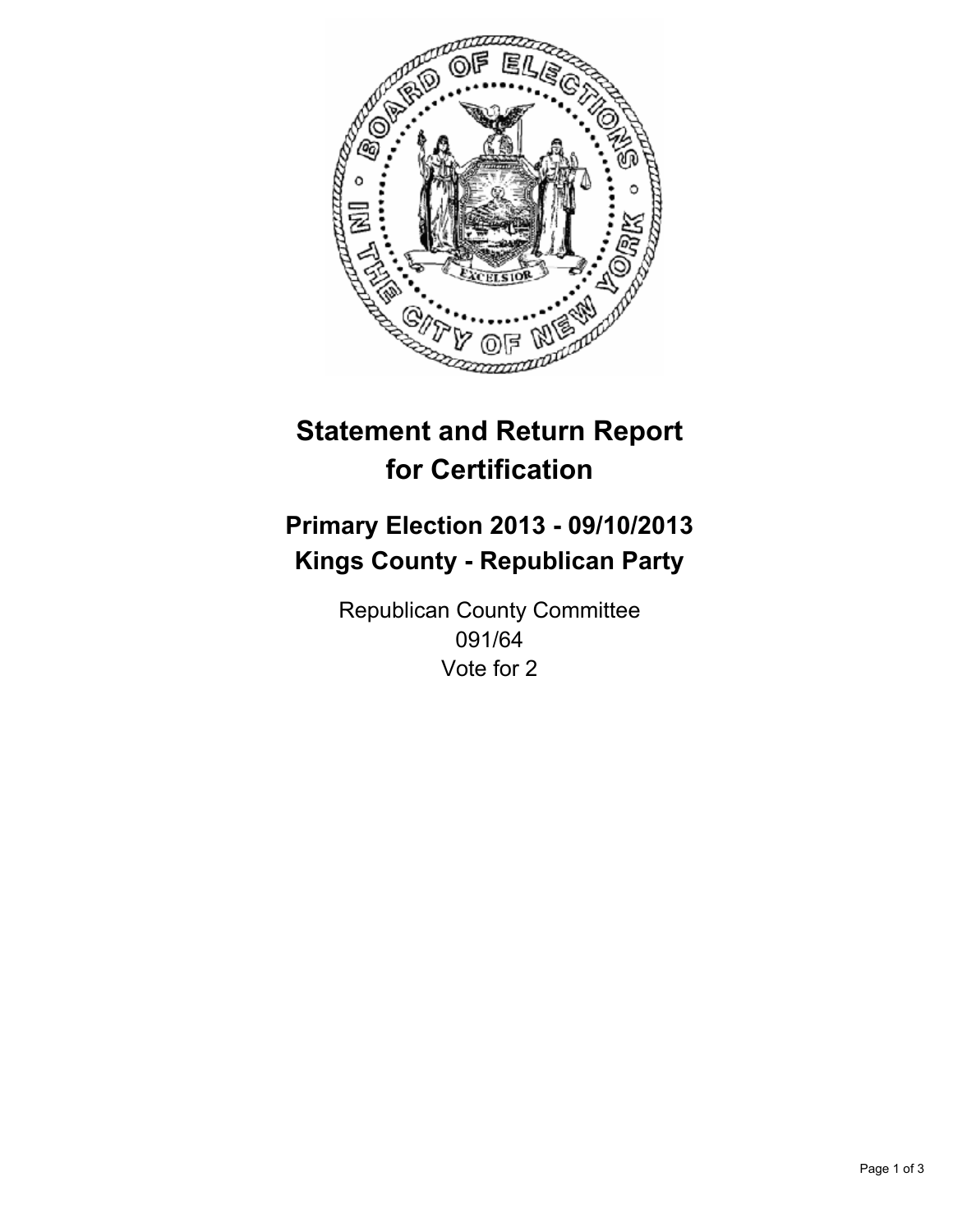# Statement and Return Report for Certification

## Primary Election 2013 - 09/10/2013
## Kings County - Republican Party

Republican County Committee
091/64
Vote for 2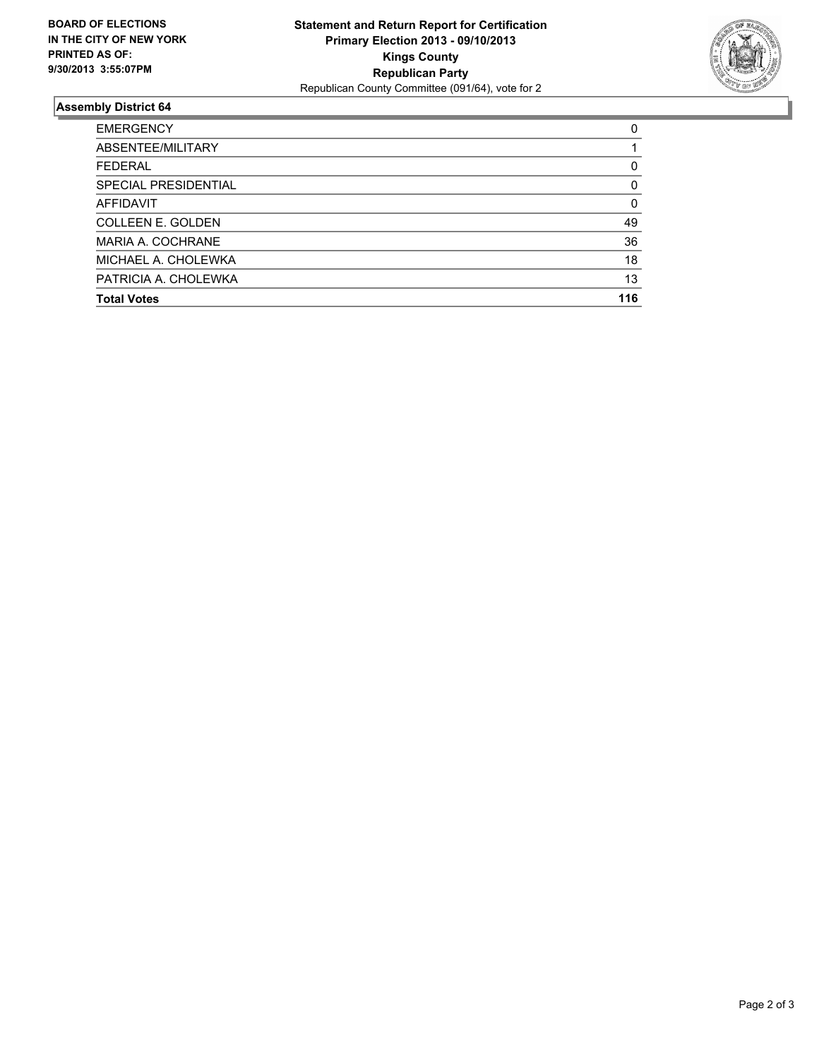**BOARD OF ELECTIONS IN THE CITY OF NEW YORK PRINTED AS OF: 9/30/2013 3:55:07PM**

**Statement and Return Report for Certification**
**Primary Election 2013 - 09/10/2013**
**Kings County**
**Republican Party**
Republican County Committee (091/64), vote for 2

## Assembly District 64

| | |
|---|---|
| EMERGENCY | 0 |
| ABSENTEE/MILITARY | 1 |
| FEDERAL | 0 |
| SPECIAL PRESIDENTIAL | 0 |
| AFFIDAVIT | 0 |
| COLLEEN E. GOLDEN | 49 |
| MARIA A. COCHRANE | 36 |
| MICHAEL A. CHOLEWKA | 18 |
| PATRICIA A. CHOLEWKA | 13 |
| **Total Votes** | **116** |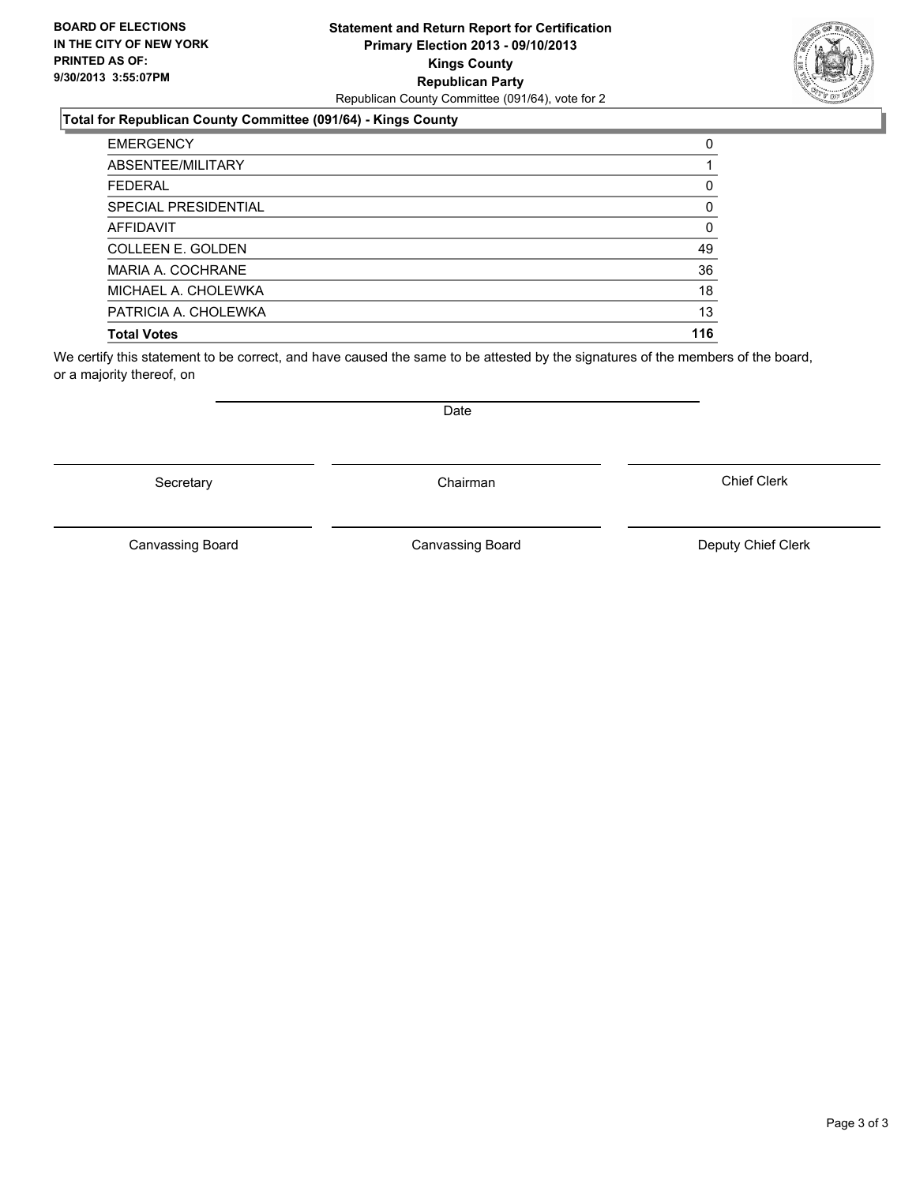**BOARD OF ELECTIONS IN THE CITY OF NEW YORK PRINTED AS OF: 9/30/2013 3:55:07PM**

**Statement and Return Report for Certification**
**Primary Election 2013 - 09/10/2013**
**Kings County**
**Republican Party**
Republican County Committee (091/64), vote for 2

### Total for Republican County Committee (091/64) - Kings County

| | |
|---|---|
| EMERGENCY | 0 |
| ABSENTEE/MILITARY | 1 |
| FEDERAL | 0 |
| SPECIAL PRESIDENTIAL | 0 |
| AFFIDAVIT | 0 |
| COLLEEN E. GOLDEN | 49 |
| MARIA A. COCHRANE | 36 |
| MICHAEL A. CHOLEWKA | 18 |
| PATRICIA A. CHOLEWKA | 13 |
| **Total Votes** | **116** |

We certify this statement to be correct, and have caused the same to be attested by the signatures of the members of the board, or a majority thereof, on

Date

Secretary | Chairman | Chief Clerk

Canvassing Board | Canvassing Board | Deputy Chief Clerk